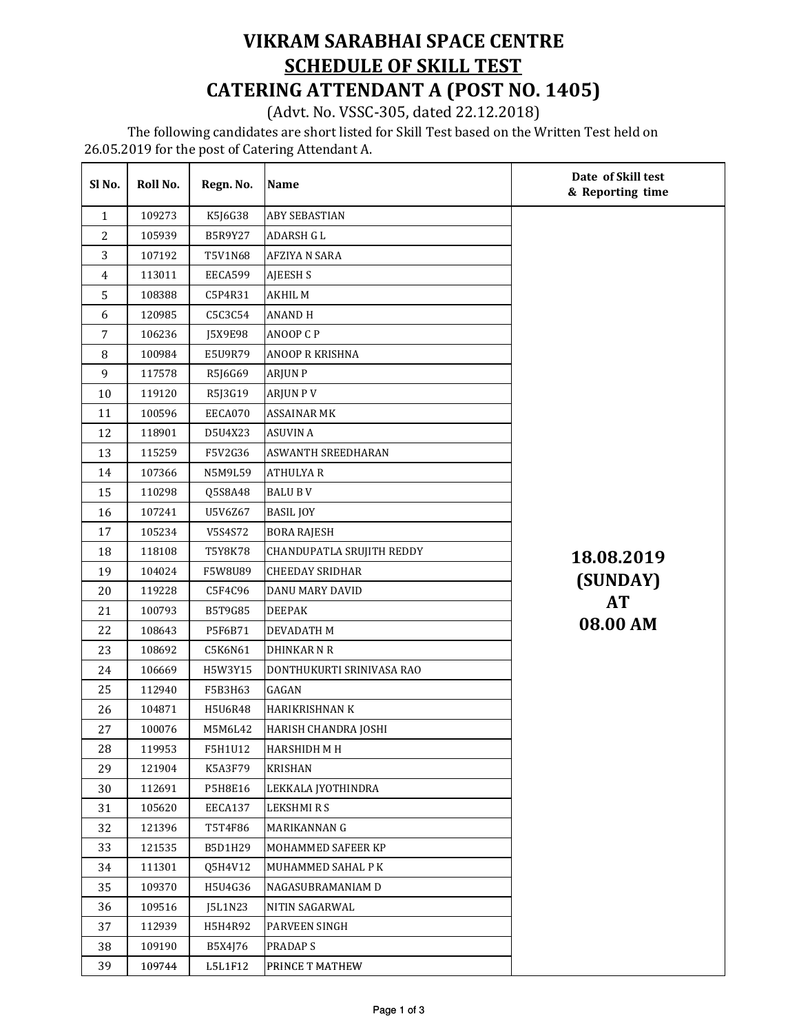# VIKRAM SARABHAI SPACE CENTRE

## SCHEDULE OF SKILL TEST

## CATERING ATTENDANT A (POST NO. 1405)

(Advt. No. VSSC-305, dated 22.12.2018)

The following candidates are short listed for Skill Test based on the Written Test held on 26.05.2019 for the post of Catering Attendant A.

| Sl No. | Roll No. | Regn. No. | Name | Date of Skill test & Reporting time |
|---|---|---|---|---|
| 1 | 109273 | K5J6G38 | ABY SEBASTIAN | 18.08.2019 (SUNDAY) AT 08.00 AM |
| 2 | 105939 | B5R9Y27 | ADARSH G L | |
| 3 | 107192 | T5V1N68 | AFZIYA N SARA | |
| 4 | 113011 | EECA599 | AJEESH S | |
| 5 | 108388 | C5P4R31 | AKHIL M | |
| 6 | 120985 | C5C3C54 | ANAND H | |
| 7 | 106236 | J5X9E98 | ANOOP C P | |
| 8 | 100984 | E5U9R79 | ANOOP R KRISHNA | |
| 9 | 117578 | R5J6G69 | ARJUN P | |
| 10 | 119120 | R5J3G19 | ARJUN P V | |
| 11 | 100596 | EECA070 | ASSAINAR MK | |
| 12 | 118901 | D5U4X23 | ASUVIN A | |
| 13 | 115259 | F5V2G36 | ASWANTH SREEDHARAN | |
| 14 | 107366 | N5M9L59 | ATHULYA R | |
| 15 | 110298 | Q5S8A48 | BALU B V | |
| 16 | 107241 | U5V6Z67 | BASIL JOY | |
| 17 | 105234 | V5S4S72 | BORA RAJESH | |
| 18 | 118108 | T5Y8K78 | CHANDUPATLA SRUJITH REDDY | |
| 19 | 104024 | F5W8U89 | CHEEDAY SRIDHAR | |
| 20 | 119228 | C5F4C96 | DANU MARY DAVID | |
| 21 | 100793 | B5T9G85 | DEEPAK | |
| 22 | 108643 | P5F6B71 | DEVADATH M | |
| 23 | 108692 | C5K6N61 | DHINKAR N R | |
| 24 | 106669 | H5W3Y15 | DONTHUKURTI SRINIVASA RAO | |
| 25 | 112940 | F5B3H63 | GAGAN | |
| 26 | 104871 | H5U6R48 | HARIKRISHNAN K | |
| 27 | 100076 | M5M6L42 | HARISH CHANDRA JOSHI | |
| 28 | 119953 | F5H1U12 | HARSHIDH M H | |
| 29 | 121904 | K5A3F79 | KRISHAN | |
| 30 | 112691 | P5H8E16 | LEKKALA JYOTHINDRA | |
| 31 | 105620 | EECA137 | LEKSHMI R S | |
| 32 | 121396 | T5T4F86 | MARIKANNAN G | |
| 33 | 121535 | B5D1H29 | MOHAMMED SAFEER KP | |
| 34 | 111301 | Q5H4V12 | MUHAMMED SAHAL P K | |
| 35 | 109370 | H5U4G36 | NAGASUBRAMANIAM D | |
| 36 | 109516 | J5L1N23 | NITIN SAGARWAL | |
| 37 | 112939 | H5H4R92 | PARVEEN SINGH | |
| 38 | 109190 | B5X4J76 | PRADAP S | |
| 39 | 109744 | L5L1F12 | PRINCE T MATHEW | |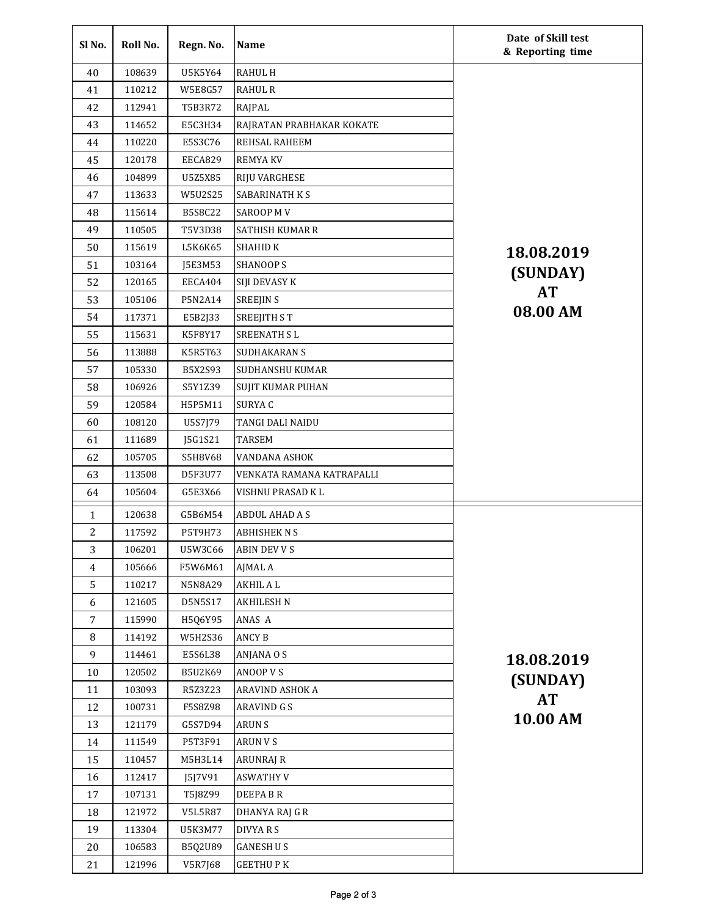| Sl No. | Roll No. | Regn. No. | Name | Date of Skill test & Reporting time |
|---|---|---|---|---|
| 40 | 108639 | U5K5Y64 | RAHUL H | 18.08.2019 (SUNDAY) AT 08.00 AM |
| 41 | 110212 | W5E8G57 | RAHUL R | |
| 42 | 112941 | T5B3R72 | RAJPAL | |
| 43 | 114652 | E5C3H34 | RAJRATAN PRABHAKAR KOKATE | |
| 44 | 110220 | E5S3C76 | REHSAL RAHEEM | |
| 45 | 120178 | EECA829 | REMYA KV | |
| 46 | 104899 | U5Z5X85 | RIJU VARGHESE | |
| 47 | 113633 | W5U2S25 | SABARINATH K S | |
| 48 | 115614 | B5S8C22 | SAROOP M V | |
| 49 | 110505 | T5V3D38 | SATHISH KUMAR R | |
| 50 | 115619 | L5K6K65 | SHAHID K | |
| 51 | 103164 | J5E3M53 | SHANOOP S | |
| 52 | 120165 | EECA404 | SIJI DEVASY K | |
| 53 | 105106 | P5N2A14 | SREEJIN S | |
| 54 | 117371 | E5B2J33 | SREEJITH S T | |
| 55 | 115631 | K5F8Y17 | SREENATH S L | |
| 56 | 113888 | K5R5T63 | SUDHAKARAN S | |
| 57 | 105330 | B5X2S93 | SUDHANSHU KUMAR | |
| 58 | 106926 | S5Y1Z39 | SUJIT KUMAR PUHAN | |
| 59 | 120584 | H5P5M11 | SURYA C | |
| 60 | 108120 | U5S7J79 | TANGI DALI NAIDU | |
| 61 | 111689 | J5G1S21 | TARSEM | |
| 62 | 105705 | S5H8V68 | VANDANA ASHOK | |
| 63 | 113508 | D5F3U77 | VENKATA RAMANA KATRAPALLI | |
| 64 | 105604 | G5E3X66 | VISHNU PRASAD K L | |
| 1 | 120638 | G5B6M54 | ABDUL AHAD A S | 18.08.2019 (SUNDAY) AT 10.00 AM |
| 2 | 117592 | P5T9H73 | ABHISHEK N S | |
| 3 | 106201 | U5W3C66 | ABIN DEV V S | |
| 4 | 105666 | F5W6M61 | AJMAL A | |
| 5 | 110217 | N5N8A29 | AKHIL A L | |
| 6 | 121605 | D5N5S17 | AKHILESH N | |
| 7 | 115990 | H5Q6Y95 | ANAS A | |
| 8 | 114192 | W5H2S36 | ANCY B | |
| 9 | 114461 | E5S6L38 | ANJANA O S | |
| 10 | 120502 | B5U2K69 | ANOOP V S | |
| 11 | 103093 | R5Z3Z23 | ARAVIND ASHOK A | |
| 12 | 100731 | F5S8Z98 | ARAVIND G S | |
| 13 | 121179 | G5S7D94 | ARUN S | |
| 14 | 111549 | P5T3F91 | ARUN V S | |
| 15 | 110457 | M5H3L14 | ARUNRAJ R | |
| 16 | 112417 | J5J7V91 | ASWATHY V | |
| 17 | 107131 | T5J8Z99 | DEEPA B R | |
| 18 | 121972 | V5L5R87 | DHANYA RAJ G R | |
| 19 | 113304 | U5K3M77 | DIVYA R S | |
| 20 | 106583 | B5Q2U89 | GANESH U S | |
| 21 | 121996 | V5R7J68 | GEETHU P K | |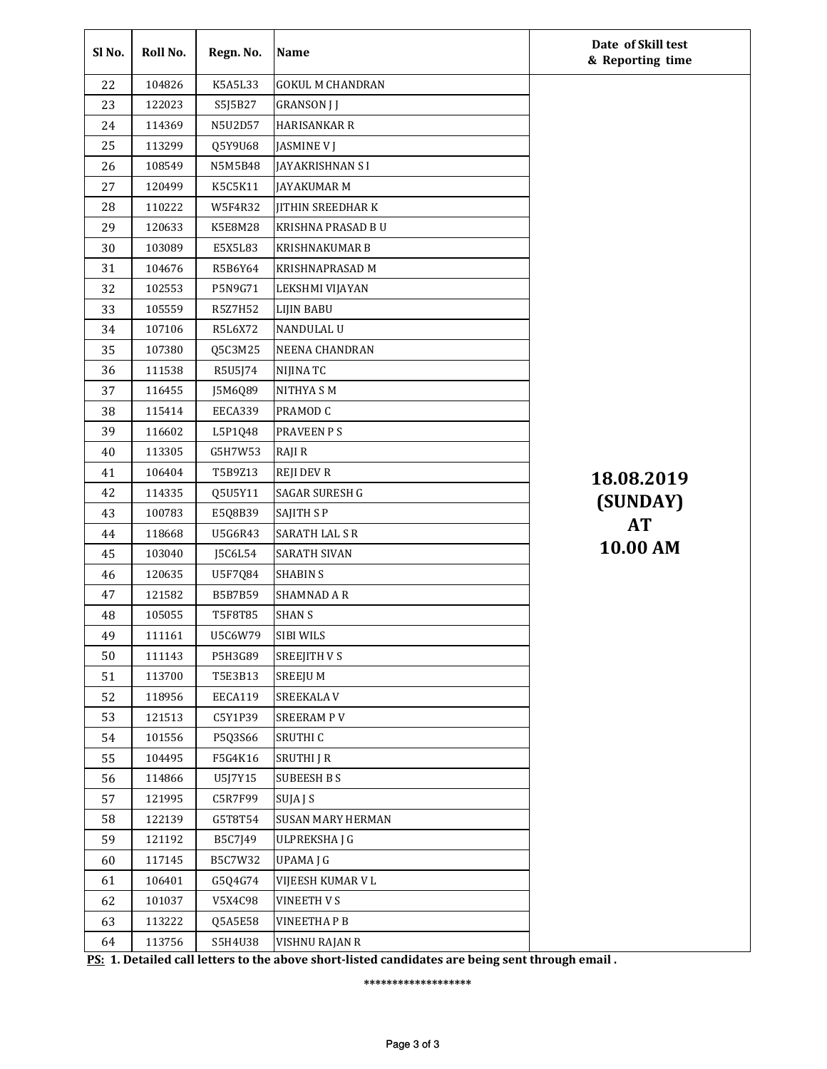| Sl No. | Roll No. | Regn. No. | Name | Date of Skill test & Reporting time |
|---|---|---|---|---|
| 22 | 104826 | K5A5L33 | GOKUL M CHANDRAN | 18.08.2019 (SUNDAY) AT 10.00 AM |
| 23 | 122023 | S5J5B27 | GRANSON J J | |
| 24 | 114369 | N5U2D57 | HARISANKAR R | |
| 25 | 113299 | Q5Y9U68 | JASMINE V J | |
| 26 | 108549 | N5M5B48 | JAYAKRISHNAN S I | |
| 27 | 120499 | K5C5K11 | JAYAKUMAR M | |
| 28 | 110222 | W5F4R32 | JITHIN SREEDHAR K | |
| 29 | 120633 | K5E8M28 | KRISHNA PRASAD B U | |
| 30 | 103089 | E5X5L83 | KRISHNAKUMAR B | |
| 31 | 104676 | R5B6Y64 | KRISHNAPRASAD M | |
| 32 | 102553 | P5N9G71 | LEKSHMI VIJAYAN | |
| 33 | 105559 | R5Z7H52 | LIJIN BABU | |
| 34 | 107106 | R5L6X72 | NANDULAL U | |
| 35 | 107380 | Q5C3M25 | NEENA CHANDRAN | |
| 36 | 111538 | R5U5J74 | NIJINA TC | |
| 37 | 116455 | J5M6Q89 | NITHYA S M | |
| 38 | 115414 | EECA339 | PRAMOD C | |
| 39 | 116602 | L5P1Q48 | PRAVEEN P S | |
| 40 | 113305 | G5H7W53 | RAJI R | |
| 41 | 106404 | T5B9Z13 | REJI DEV R | |
| 42 | 114335 | Q5U5Y11 | SAGAR SURESH G | |
| 43 | 100783 | E5Q8B39 | SAJITH S P | |
| 44 | 118668 | U5G6R43 | SARATH LAL S R | |
| 45 | 103040 | J5C6L54 | SARATH SIVAN | |
| 46 | 120635 | U5F7Q84 | SHABIN S | |
| 47 | 121582 | B5B7B59 | SHAMNAD A R | |
| 48 | 105055 | T5F8T85 | SHAN S | |
| 49 | 111161 | U5C6W79 | SIBI WILS | |
| 50 | 111143 | P5H3G89 | SREEJITH V S | |
| 51 | 113700 | T5E3B13 | SREEJU M | |
| 52 | 118956 | EECA119 | SREEKALA V | |
| 53 | 121513 | C5Y1P39 | SREERAM P V | |
| 54 | 101556 | P5Q3S66 | SRUTHI C | |
| 55 | 104495 | F5G4K16 | SRUTHI J R | |
| 56 | 114866 | U5J7Y15 | SUBEESH B S | |
| 57 | 121995 | C5R7F99 | SUJA J S | |
| 58 | 122139 | G5T8T54 | SUSAN MARY HERMAN | |
| 59 | 121192 | B5C7J49 | ULPREKSHA J G | |
| 60 | 117145 | B5C7W32 | UPAMA J G | |
| 61 | 106401 | G5Q4G74 | VIJEESH KUMAR V L | |
| 62 | 101037 | V5X4C98 | VINEETH V S | |
| 63 | 113222 | Q5A5E58 | VINEETHA P B | |
| 64 | 113756 | S5H4U38 | VISHNU RAJAN R | |

**PS: 1. Detailed call letters to the above short-listed candidates are being sent through email .**

*******************